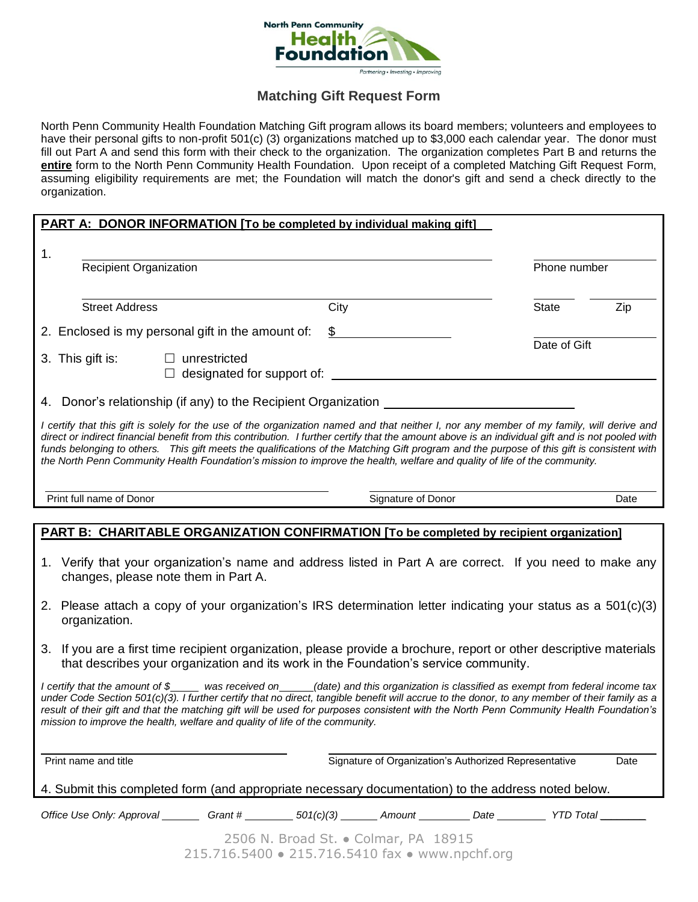North Penn Community Health Foundation

Partnering • Investing • Improving

## Matching Gift Request Form

North Penn Community Health Foundation Matching Gift program allows its board members; volunteers and employees to have their personal gifts to non-profit 501(c) (3) organizations matched up to $3,000 each calendar year. The donor must fill out Part A and send this form with their check to the organization. The organization completes Part B and returns the **entire** form to the North Penn Community Health Foundation. Upon receipt of a completed Matching Gift Request Form, assuming eligibility requirements are met; the Foundation will match the donor's gift and send a check directly to the organization.

### PART A: DONOR INFORMATION [To be completed by individual making gift]

1. ______________________________ ______________
   Recipient Organization Phone number

   ______________________________ ______________ ______ ______
   Street Address City State Zip

2. Enclosed is my personal gift in the amount of: $ ______________ ______________
   Date of Gift

3. This gift is: ☐ unrestricted
   ☐ designated for support of: ______________________________

4. Donor's relationship (if any) to the Recipient Organization ______________________________

*I certify that this gift is solely for the use of the organization named and that neither I, nor any member of my family, will derive and direct or indirect financial benefit from this contribution. I further certify that the amount above is an individual gift and is not pooled with funds belonging to others. This gift meets the qualifications of the Matching Gift program and the purpose of this gift is consistent with the North Penn Community Health Foundation's mission to improve the health, welfare and quality of life of the community.*

______________________________ ______________________________
Print full name of Donor Signature of Donor Date

### PART B: CHARITABLE ORGANIZATION CONFIRMATION [To be completed by recipient organization]

1. Verify that your organization's name and address listed in Part A are correct. If you need to make any changes, please note them in Part A.
2. Please attach a copy of your organization's IRS determination letter indicating your status as a 501(c)(3) organization.
3. If you are a first time recipient organization, please provide a brochure, report or other descriptive materials that describes your organization and its work in the Foundation's service community.

*I certify that the amount of $_____ was received on______(date) and this organization is classified as exempt from federal income tax under Code Section 501(c)(3). I further certify that no direct, tangible benefit will accrue to the donor, to any member of their family as a result of their gift and that the matching gift will be used for purposes consistent with the North Penn Community Health Foundation's mission to improve the health, welfare and quality of life of the community.*

______________________________ ______________________________
Print name and title Signature of Organization's Authorized Representative Date

4. Submit this completed form (and appropriate necessary documentation) to the address noted below.

*Office Use Only: Approval _______ Grant # ________ 501(c)(3) ______ Amount ________ Date ________ YTD Total ________*

2506 N. Broad St. • Colmar, PA 18915
215.716.5400 • 215.716.5410 fax • www.npchf.org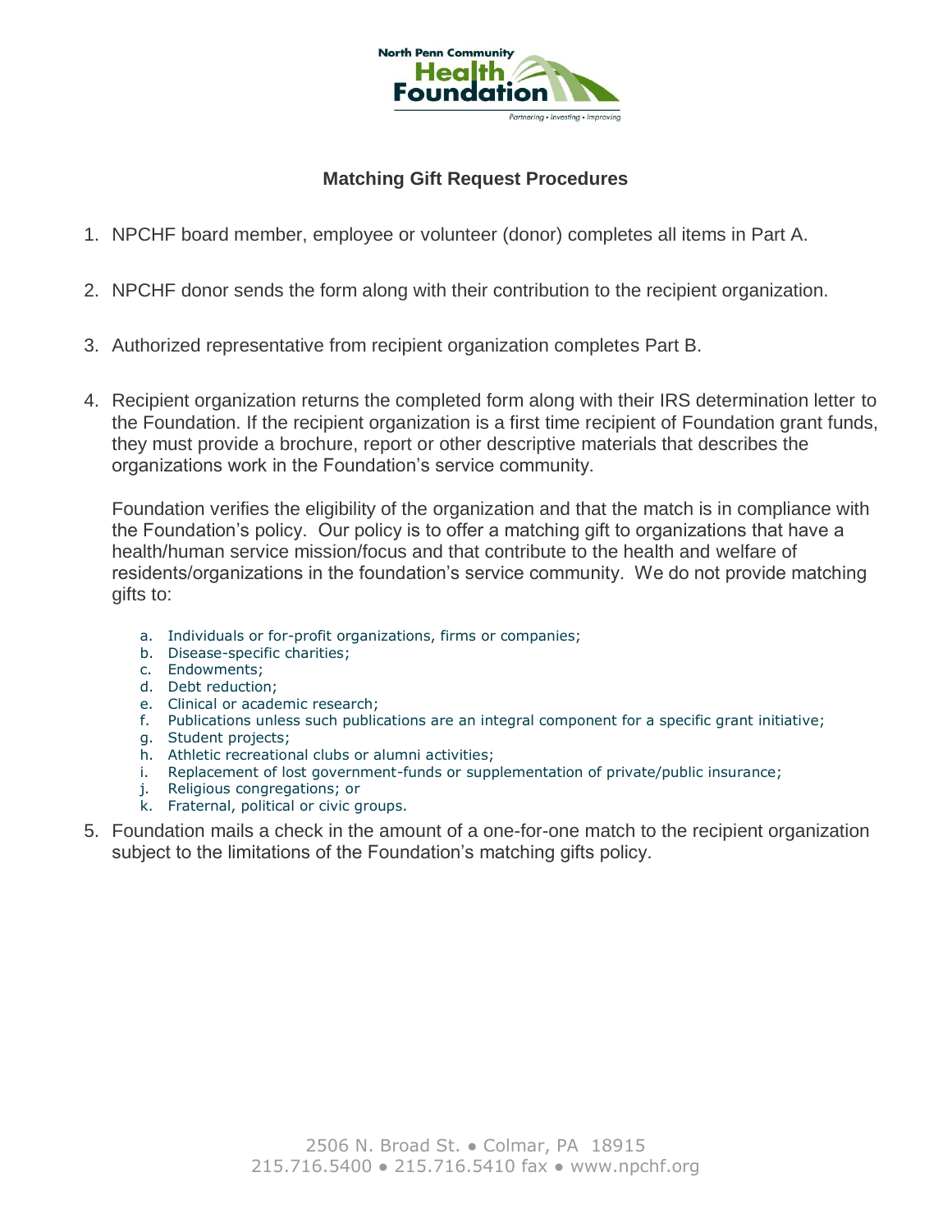North Penn Community Health Foundation

Partnering • Investing • Improving

## Matching Gift Request Procedures

1. NPCHF board member, employee or volunteer (donor) completes all items in Part A.

2. NPCHF donor sends the form along with their contribution to the recipient organization.

3. Authorized representative from recipient organization completes Part B.

4. Recipient organization returns the completed form along with their IRS determination letter to the Foundation. If the recipient organization is a first time recipient of Foundation grant funds, they must provide a brochure, report or other descriptive materials that describes the organizations work in the Foundation's service community.

   Foundation verifies the eligibility of the organization and that the match is in compliance with the Foundation's policy. Our policy is to offer a matching gift to organizations that have a health/human service mission/focus and that contribute to the health and welfare of residents/organizations in the foundation's service community. We do not provide matching gifts to:

   a. Individuals or for-profit organizations, firms or companies;
   b. Disease-specific charities;
   c. Endowments;
   d. Debt reduction;
   e. Clinical or academic research;
   f. Publications unless such publications are an integral component for a specific grant initiative;
   g. Student projects;
   h. Athletic recreational clubs or alumni activities;
   i. Replacement of lost government-funds or supplementation of private/public insurance;
   j. Religious congregations; or
   k. Fraternal, political or civic groups.

5. Foundation mails a check in the amount of a one-for-one match to the recipient organization subject to the limitations of the Foundation's matching gifts policy.

2506 N. Broad St. • Colmar, PA 18915
215.716.5400 • 215.716.5410 fax • www.npchf.org